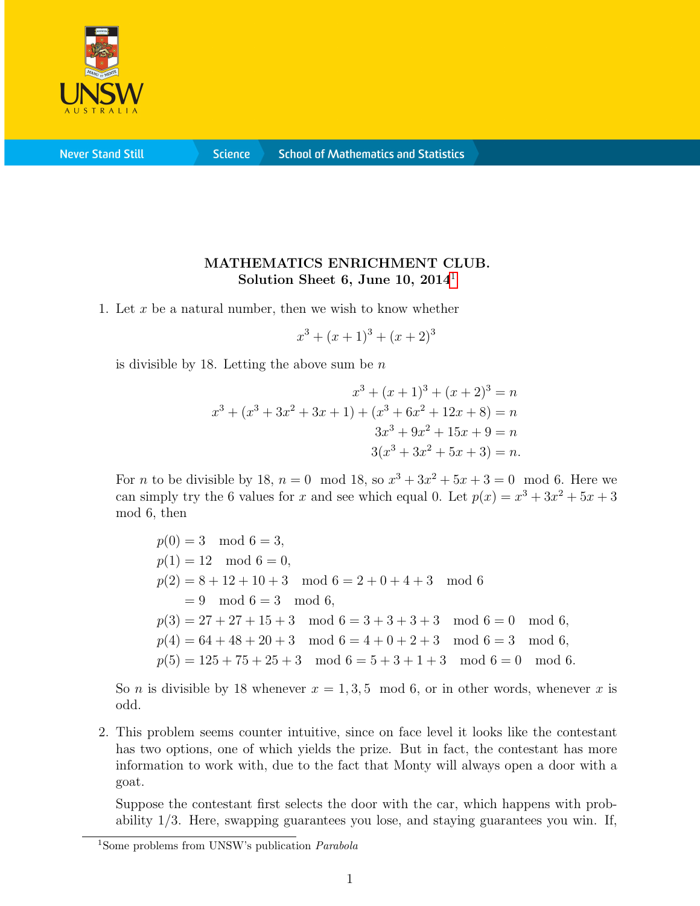**MATHEMATICS ENRICHMENT CLUB.**
**Solution Sheet 6, June 10, 2014**[1]

1. Let $x$ be a natural number, then we wish to know whether

$$x^3 + (x+1)^3 + (x+2)^3$$

is divisible by 18. Letting the above sum be $n$

$$\begin{aligned} x^3 + (x+1)^3 + (x+2)^3 &= n \\ x^3 + (x^3 + 3x^2 + 3x + 1) + (x^3 + 6x^2 + 12x + 8) &= n \\ 3x^3 + 9x^2 + 15x + 9 &= n \\ 3(x^3 + 3x^2 + 5x + 3) &= n. \end{aligned}$$

For $n$ to be divisible by 18, $n = 0 \mod 18$, so $x^3 + 3x^2 + 5x + 3 = 0 \mod 6$. Here we can simply try the 6 values for $x$ and see which equal 0. Let $p(x) = x^3 + 3x^2 + 5x + 3 \mod 6$, then

$$\begin{aligned} p(0) &= 3 \mod 6 = 3, \\ p(1) &= 12 \mod 6 = 0, \\ p(2) &= 8 + 12 + 10 + 3 \mod 6 = 2 + 0 + 4 + 3 \mod 6 \\ &= 9 \mod 6 = 3 \mod 6, \\ p(3) &= 27 + 27 + 15 + 3 \mod 6 = 3 + 3 + 3 + 3 \mod 6 = 0 \mod 6, \\ p(4) &= 64 + 48 + 20 + 3 \mod 6 = 4 + 0 + 2 + 3 \mod 6 = 3 \mod 6, \\ p(5) &= 125 + 75 + 25 + 3 \mod 6 = 5 + 3 + 1 + 3 \mod 6 = 0 \mod 6. \end{aligned}$$

So $n$ is divisible by 18 whenever $x = 1, 3, 5 \mod 6$, or in other words, whenever $x$ is odd.

2. This problem seems counter intuitive, since on face level it looks like the contestant has two options, one of which yields the prize. But in fact, the contestant has more information to work with, due to the fact that Monty will always open a door with a goat.

Suppose the contestant first selects the door with the car, which happens with probability 1/3. Here, swapping guarantees you lose, and staying guarantees you win. If,

[1] Some problems from UNSW's publication *Parabola*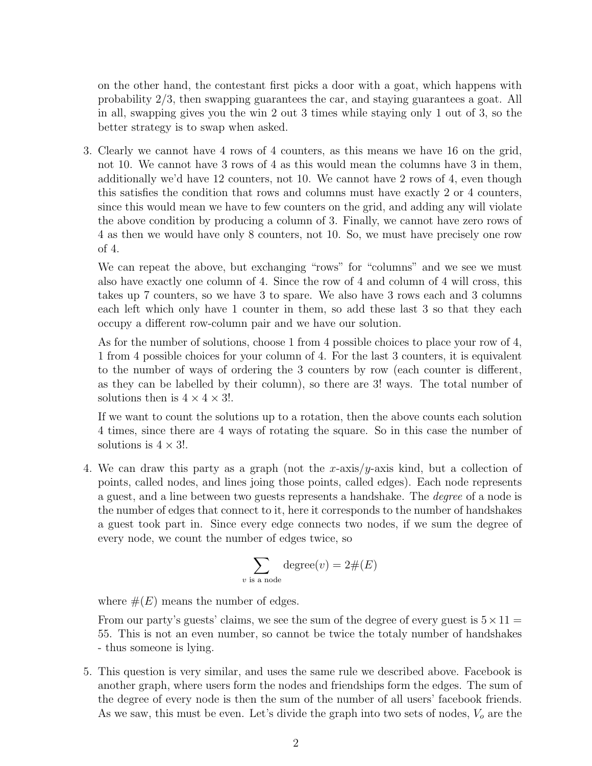on the other hand, the contestant first picks a door with a goat, which happens with probability 2/3, then swapping guarantees the car, and staying guarantees a goat. All in all, swapping gives you the win 2 out 3 times while staying only 1 out of 3, so the better strategy is to swap when asked.

3. Clearly we cannot have 4 rows of 4 counters, as this means we have 16 on the grid, not 10. We cannot have 3 rows of 4 as this would mean the columns have 3 in them, additionally we'd have 12 counters, not 10. We cannot have 2 rows of 4, even though this satisfies the condition that rows and columns must have exactly 2 or 4 counters, since this would mean we have to few counters on the grid, and adding any will violate the above condition by producing a column of 3. Finally, we cannot have zero rows of 4 as then we would have only 8 counters, not 10. So, we must have precisely one row of 4.

   We can repeat the above, but exchanging "rows" for "columns" and we see we must also have exactly one column of 4. Since the row of 4 and column of 4 will cross, this takes up 7 counters, so we have 3 to spare. We also have 3 rows each and 3 columns each left which only have 1 counter in them, so add these last 3 so that they each occupy a different row-column pair and we have our solution.

   As for the number of solutions, choose 1 from 4 possible choices to place your row of 4, 1 from 4 possible choices for your column of 4. For the last 3 counters, it is equivalent to the number of ways of ordering the 3 counters by row (each counter is different, as they can be labelled by their column), so there are 3! ways. The total number of solutions then is $4 \times 4 \times 3!$.

   If we want to count the solutions up to a rotation, then the above counts each solution 4 times, since there are 4 ways of rotating the square. So in this case the number of solutions is $4 \times 3!$.

4. We can draw this party as a graph (not the $x$-axis/$y$-axis kind, but a collection of points, called nodes, and lines joing those points, called edges). Each node represents a guest, and a line between two guests represents a handshake. The *degree* of a node is the number of edges that connect to it, here it corresponds to the number of handshakes a guest took part in. Since every edge connects two nodes, if we sum the degree of every node, we count the number of edges twice, so

$$\sum_{v \text{ is a node}} \text{degree}(v) = 2\#(E)$$

   where $\#(E)$ means the number of edges.

   From our party's guests' claims, we see the sum of the degree of every guest is $5 \times 11 = 55$. This is not an even number, so cannot be twice the totaly number of handshakes - thus someone is lying.

5. This question is very similar, and uses the same rule we described above. Facebook is another graph, where users form the nodes and friendships form the edges. The sum of the degree of every node is then the sum of the number of all users' facebook friends. As we saw, this must be even. Let's divide the graph into two sets of nodes, $V_o$ are the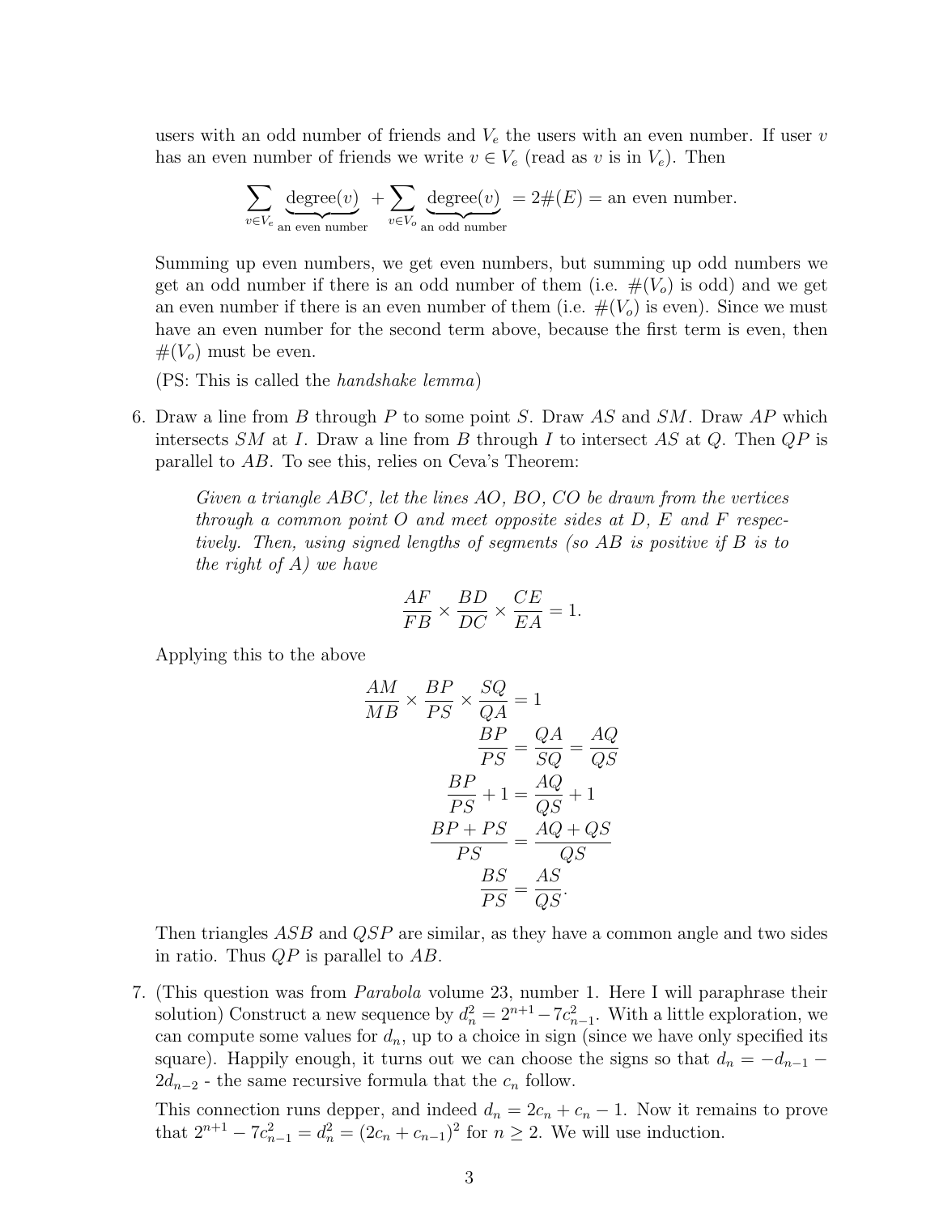users with an odd number of friends and $V_e$ the users with an even number. If user $v$ has an even number of friends we write $v \in V_e$ (read as $v$ is in $V_e$). Then

$$\sum_{v \in V_e} \underbrace{\text{degree}(v)}_{\text{an even number}} + \sum_{v \in V_o} \underbrace{\text{degree}(v)}_{\text{an odd number}} = 2\#(E) = \text{an even number}.$$

Summing up even numbers, we get even numbers, but summing up odd numbers we get an odd number if there is an odd number of them (i.e. $\#(V_o)$ is odd) and we get an even number if there is an even number of them (i.e. $\#(V_o)$ is even). Since we must have an even number for the second term above, because the first term is even, then $\#(V_o)$ must be even.

(PS: This is called the *handshake lemma*)

6. Draw a line from $B$ through $P$ to some point $S$. Draw $AS$ and $SM$. Draw $AP$ which intersects $SM$ at $I$. Draw a line from $B$ through $I$ to intersect $AS$ at $Q$. Then $QP$ is parallel to $AB$. To see this, relies on Ceva's Theorem:

   > *Given a triangle $ABC$, let the lines $AO$, $BO$, $CO$ be drawn from the vertices through a common point $O$ and meet opposite sides at $D$, $E$ and $F$ respectively. Then, using signed lengths of segments (so $AB$ is positive if $B$ is to the right of $A$) we have*
   >
   > $$\frac{AF}{FB} \times \frac{BD}{DC} \times \frac{CE}{EA} = 1.$$

   Applying this to the above

   $$\begin{aligned} \frac{AM}{MB} \times \frac{BP}{PS} \times \frac{SQ}{QA} &= 1 \\ \frac{BP}{PS} &= \frac{QA}{SQ} = \frac{AQ}{QS} \\ \frac{BP}{PS} + 1 &= \frac{AQ}{QS} + 1 \\ \frac{BP + PS}{PS} &= \frac{AQ + QS}{QS} \\ \frac{BS}{PS} &= \frac{AS}{QS}. \end{aligned}$$

   Then triangles $ASB$ and $QSP$ are similar, as they have a common angle and two sides in ratio. Thus $QP$ is parallel to $AB$.

7. (This question was from *Parabola* volume 23, number 1. Here I will paraphrase their solution) Construct a new sequence by $d_n^2 = 2^{n+1} - 7c_{n-1}^2$. With a little exploration, we can compute some values for $d_n$, up to a choice in sign (since we have only specified its square). Happily enough, it turns out we can choose the signs so that $d_n = -d_{n-1} - 2d_{n-2}$ - the same recursive formula that the $c_n$ follow.

   This connection runs depper, and indeed $d_n = 2c_n + c_n - 1$. Now it remains to prove that $2^{n+1} - 7c_{n-1}^2 = d_n^2 = (2c_n + c_{n-1})^2$ for $n \geq 2$. We will use induction.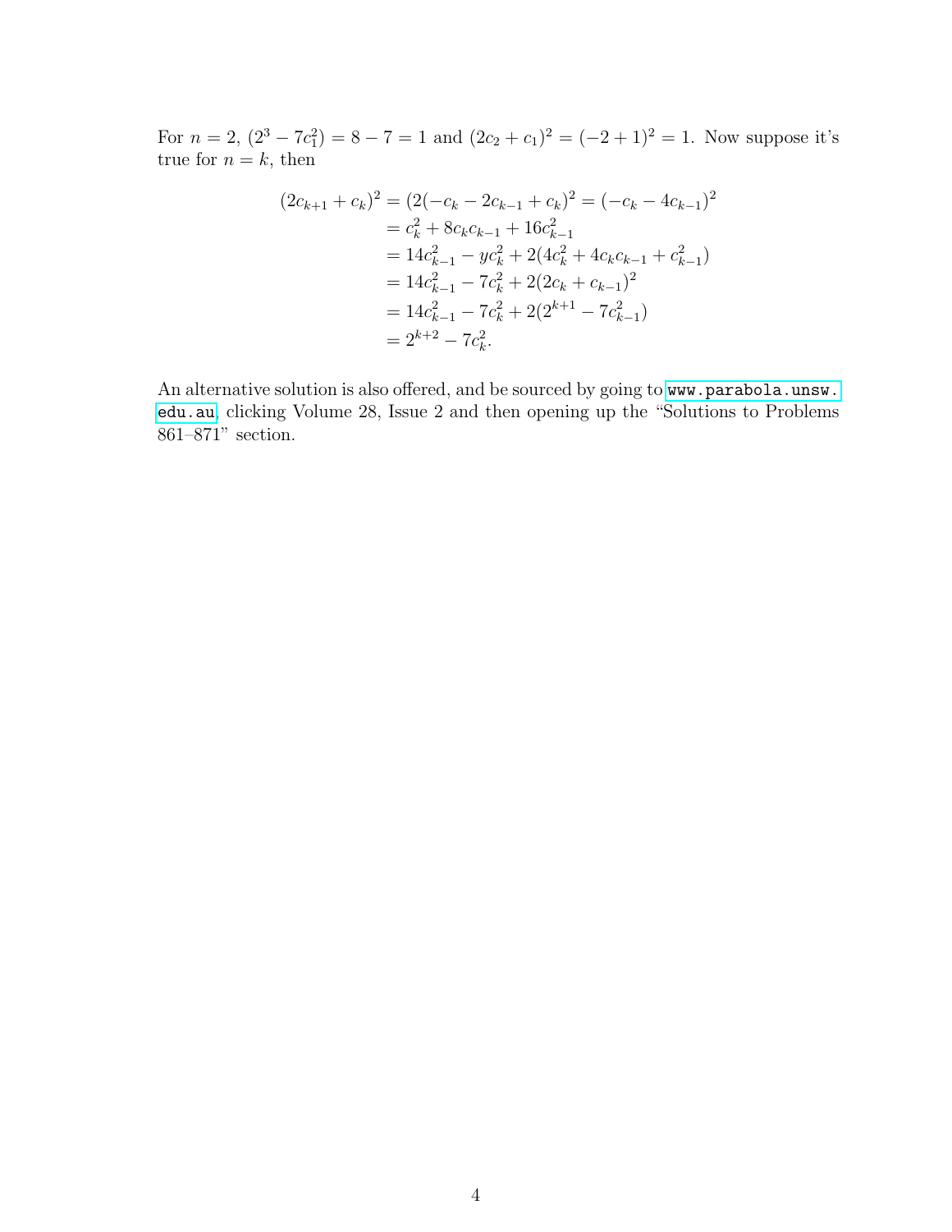For $n = 2$, $(2^3 - 7c_1^2) = 8 - 7 = 1$ and $(2c_2 + c_1)^2 = (-2 + 1)^2 = 1$. Now suppose it's true for $n = k$, then

$$
\begin{aligned}
(2c_{k+1} + c_k)^2 &= (2(-c_k - 2c_{k-1} + c_k)^2 = (-c_k - 4c_{k-1})^2 \\
&= c_k^2 + 8c_k c_{k-1} + 16c_{k-1}^2 \\
&= 14c_{k-1}^2 - yc_k^2 + 2(4c_k^2 + 4c_k c_{k-1} + c_{k-1}^2) \\
&= 14c_{k-1}^2 - 7c_k^2 + 2(2c_k + c_{k-1})^2 \\
&= 14c_{k-1}^2 - 7c_k^2 + 2(2^{k+1} - 7c_{k-1}^2) \\
&= 2^{k+2} - 7c_k^2.
\end{aligned}
$$

An alternative solution is also offered, and be sourced by going to www.parabola.unsw.edu.au, clicking Volume 28, Issue 2 and then opening up the "Solutions to Problems 861–871" section.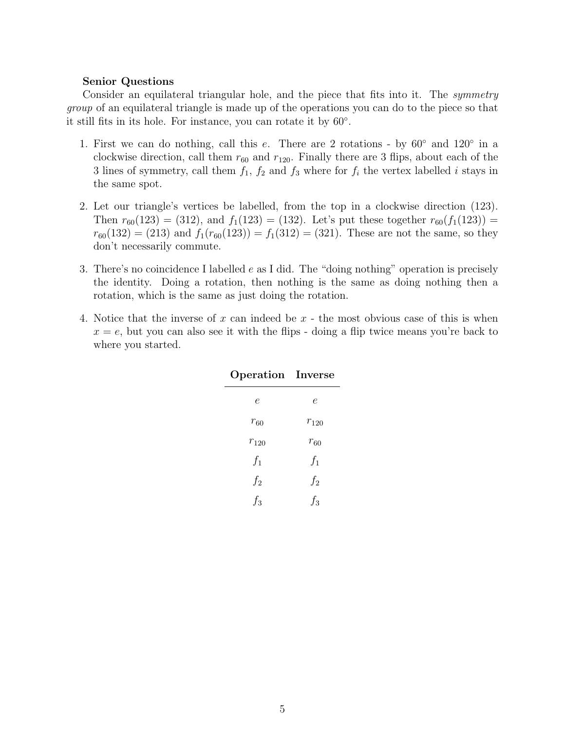**Senior Questions**

Consider an equilateral triangular hole, and the piece that fits into it. The *symmetry group* of an equilateral triangle is made up of the operations you can do to the piece so that it still fits in its hole. For instance, you can rotate it by $60°$.

1. First we can do nothing, call this $e$. There are 2 rotations - by $60°$ and $120°$ in a clockwise direction, call them $r_{60}$ and $r_{120}$. Finally there are 3 flips, about each of the 3 lines of symmetry, call them $f_1$, $f_2$ and $f_3$ where for $f_i$ the vertex labelled $i$ stays in the same spot.

2. Let our triangle's vertices be labelled, from the top in a clockwise direction (123). Then $r_{60}(123) = (312)$, and $f_1(123) = (132)$. Let's put these together $r_{60}(f_1(123)) = r_{60}(132) = (213)$ and $f_1(r_{60}(123)) = f_1(312) = (321)$. These are not the same, so they don't necessarily commute.

3. There's no coincidence I labelled $e$ as I did. The "doing nothing" operation is precisely the identity. Doing a rotation, then nothing is the same as doing nothing then a rotation, which is the same as just doing the rotation.

4. Notice that the inverse of $x$ can indeed be $x$ - the most obvious case of this is when $x = e$, but you can also see it with the flips - doing a flip twice means you're back to where you started.

| **Operation** | **Inverse** |
|---|---|
| $e$ | $e$ |
| $r_{60}$ | $r_{120}$ |
| $r_{120}$ | $r_{60}$ |
| $f_1$ | $f_1$ |
| $f_2$ | $f_2$ |
| $f_3$ | $f_3$ |